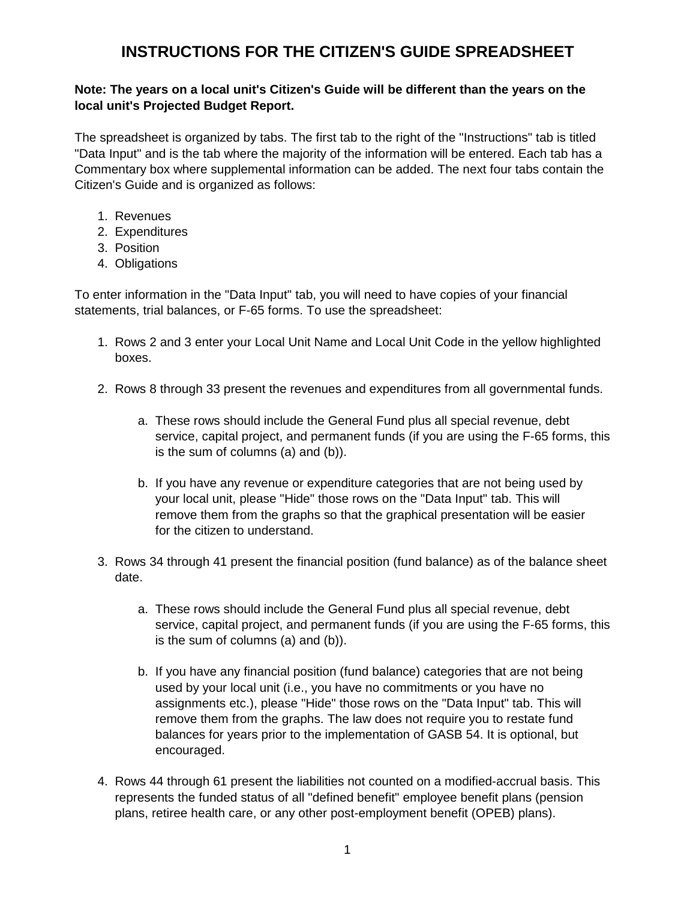# INSTRUCTIONS FOR THE CITIZEN'S GUIDE SPREADSHEET

**Note: The years on a local unit's Citizen's Guide will be different than the years on the local unit's Projected Budget Report.**

The spreadsheet is organized by tabs. The first tab to the right of the "Instructions" tab is titled "Data Input" and is the tab where the majority of the information will be entered. Each tab has a Commentary box where supplemental information can be added. The next four tabs contain the Citizen's Guide and is organized as follows:

1. Revenues
2. Expenditures
3. Position
4. Obligations

To enter information in the "Data Input" tab, you will need to have copies of your financial statements, trial balances, or F-65 forms. To use the spreadsheet:

1. Rows 2 and 3 enter your Local Unit Name and Local Unit Code in the yellow highlighted boxes.

2. Rows 8 through 33 present the revenues and expenditures from all governmental funds.

   a. These rows should include the General Fund plus all special revenue, debt service, capital project, and permanent funds (if you are using the F-65 forms, this is the sum of columns (a) and (b)).

   b. If you have any revenue or expenditure categories that are not being used by your local unit, please "Hide" those rows on the "Data Input" tab. This will remove them from the graphs so that the graphical presentation will be easier for the citizen to understand.

3. Rows 34 through 41 present the financial position (fund balance) as of the balance sheet date.

   a. These rows should include the General Fund plus all special revenue, debt service, capital project, and permanent funds (if you are using the F-65 forms, this is the sum of columns (a) and (b)).

   b. If you have any financial position (fund balance) categories that are not being used by your local unit (i.e., you have no commitments or you have no assignments etc.), please "Hide" those rows on the "Data Input" tab. This will remove them from the graphs. The law does not require you to restate fund balances for years prior to the implementation of GASB 54. It is optional, but encouraged.

4. Rows 44 through 61 present the liabilities not counted on a modified-accrual basis. This represents the funded status of all "defined benefit" employee benefit plans (pension plans, retiree health care, or any other post-employment benefit (OPEB) plans).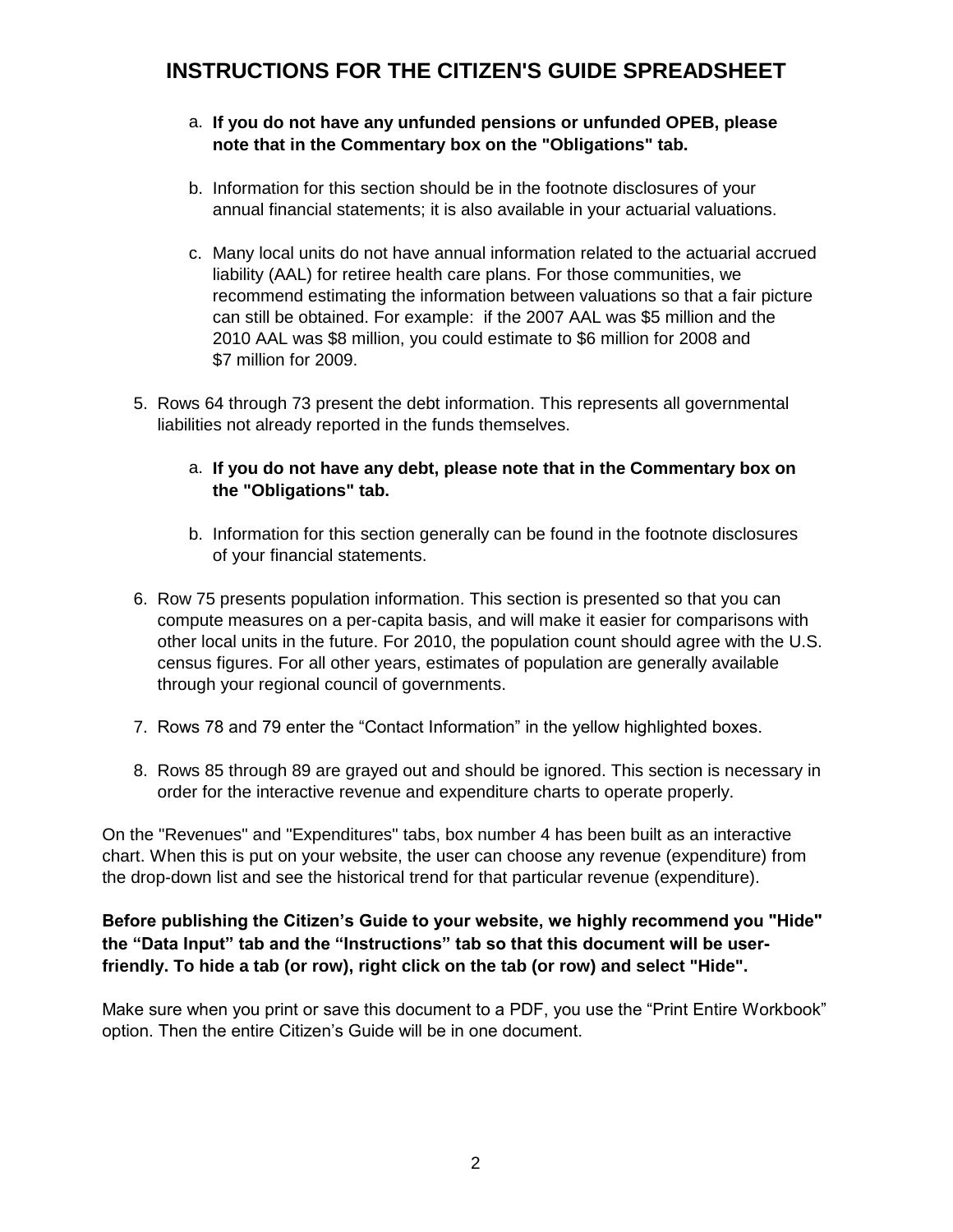# INSTRUCTIONS FOR THE CITIZEN'S GUIDE SPREADSHEET

   a. **If you do not have any unfunded pensions or unfunded OPEB, please note that in the Commentary box on the "Obligations" tab.**

   b. Information for this section should be in the footnote disclosures of your annual financial statements; it is also available in your actuarial valuations.

   c. Many local units do not have annual information related to the actuarial accrued liability (AAL) for retiree health care plans. For those communities, we recommend estimating the information between valuations so that a fair picture can still be obtained. For example: if the 2007 AAL was $5 million and the 2010 AAL was $8 million, you could estimate to $6 million for 2008 and $7 million for 2009.

5. Rows 64 through 73 present the debt information. This represents all governmental liabilities not already reported in the funds themselves.

   a. **If you do not have any debt, please note that in the Commentary box on the "Obligations" tab.**

   b. Information for this section generally can be found in the footnote disclosures of your financial statements.

6. Row 75 presents population information. This section is presented so that you can compute measures on a per-capita basis, and will make it easier for comparisons with other local units in the future. For 2010, the population count should agree with the U.S. census figures. For all other years, estimates of population are generally available through your regional council of governments.

7. Rows 78 and 79 enter the "Contact Information" in the yellow highlighted boxes.

8. Rows 85 through 89 are grayed out and should be ignored. This section is necessary in order for the interactive revenue and expenditure charts to operate properly.

On the "Revenues" and "Expenditures" tabs, box number 4 has been built as an interactive chart. When this is put on your website, the user can choose any revenue (expenditure) from the drop-down list and see the historical trend for that particular revenue (expenditure).

**Before publishing the Citizen's Guide to your website, we highly recommend you "Hide" the "Data Input" tab and the "Instructions" tab so that this document will be user-friendly. To hide a tab (or row), right click on the tab (or row) and select "Hide".**

Make sure when you print or save this document to a PDF, you use the "Print Entire Workbook" option. Then the entire Citizen's Guide will be in one document.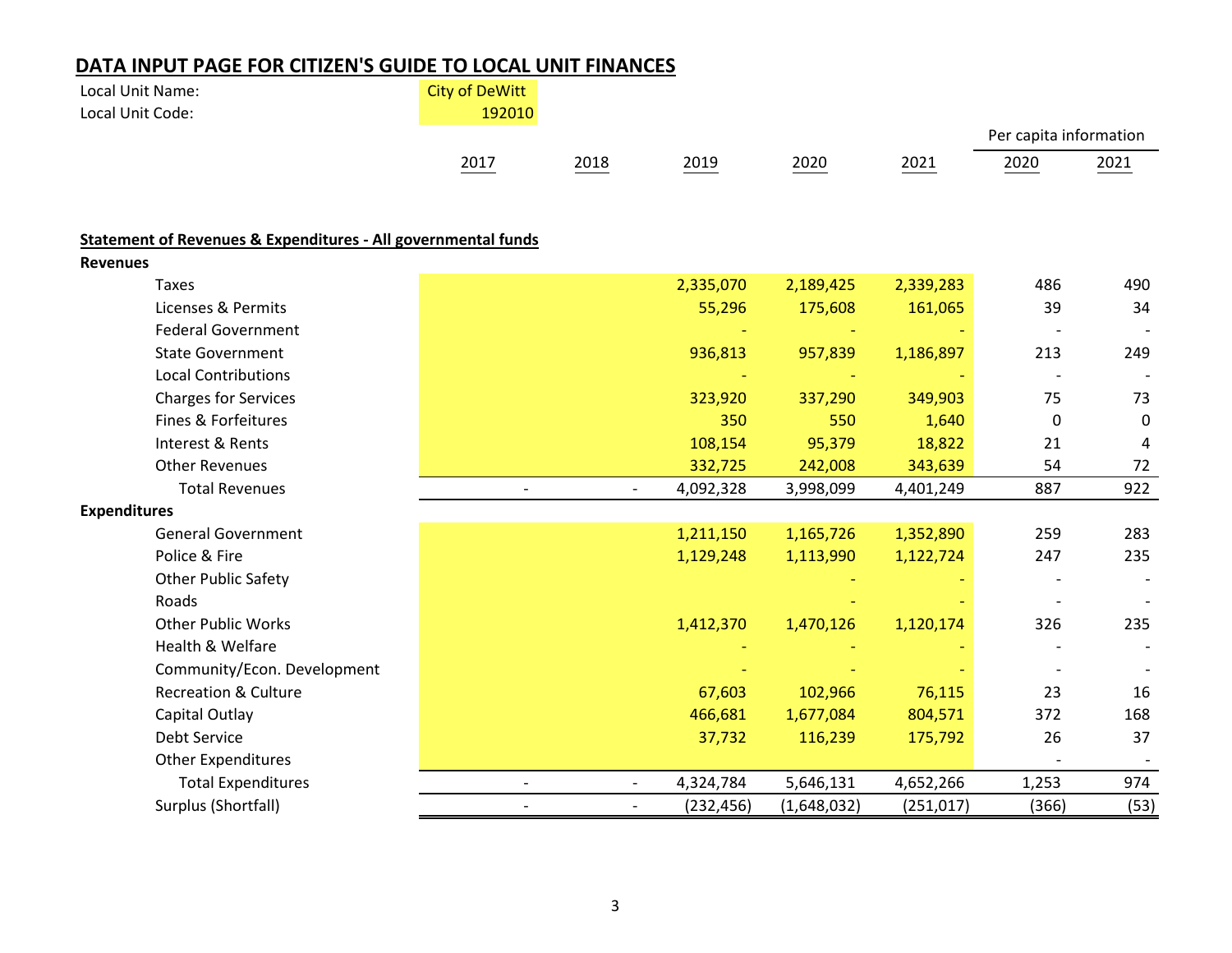## DATA INPUT PAGE FOR CITIZEN'S GUIDE TO LOCAL UNIT FINANCES

Local Unit Name: City of DeWitt
Local Unit Code: 192010

| | 2017 | 2018 | 2019 | 2020 | 2021 | Per capita information 2020 | 2021 |
|---|---|---|---|---|---|---|---|
| **Statement of Revenues & Expenditures - All governmental funds** | | | | | | | |
| **Revenues** | | | | | | | |
| Taxes | | | 2,335,070 | 2,189,425 | 2,339,283 | 486 | 490 |
| Licenses & Permits | | | 55,296 | 175,608 | 161,065 | 39 | 34 |
| Federal Government | | | - | - | - | - | - |
| State Government | | | 936,813 | 957,839 | 1,186,897 | 213 | 249 |
| Local Contributions | | | - | - | - | - | - |
| Charges for Services | | | 323,920 | 337,290 | 349,903 | 75 | 73 |
| Fines & Forfeitures | | | 350 | 550 | 1,640 | 0 | 0 |
| Interest & Rents | | | 108,154 | 95,379 | 18,822 | 21 | 4 |
| Other Revenues | | | 332,725 | 242,008 | 343,639 | 54 | 72 |
| Total Revenues | - | - | 4,092,328 | 3,998,099 | 4,401,249 | 887 | 922 |
| **Expenditures** | | | | | | | |
| General Government | | | 1,211,150 | 1,165,726 | 1,352,890 | 259 | 283 |
| Police & Fire | | | 1,129,248 | 1,113,990 | 1,122,724 | 247 | 235 |
| Other Public Safety | | | | - | - | - | - |
| Roads | | | | - | - | - | - |
| Other Public Works | | | 1,412,370 | 1,470,126 | 1,120,174 | 326 | 235 |
| Health & Welfare | | | - | - | - | - | - |
| Community/Econ. Development | | | - | - | - | - | - |
| Recreation & Culture | | | 67,603 | 102,966 | 76,115 | 23 | 16 |
| Capital Outlay | | | 466,681 | 1,677,084 | 804,571 | 372 | 168 |
| Debt Service | | | 37,732 | 116,239 | 175,792 | 26 | 37 |
| Other Expenditures | | | | | | - | - |
| Total Expenditures | - | - | 4,324,784 | 5,646,131 | 4,652,266 | 1,253 | 974 |
| Surplus (Shortfall) | - | - | (232,456) | (1,648,032) | (251,017) | (366) | (53) |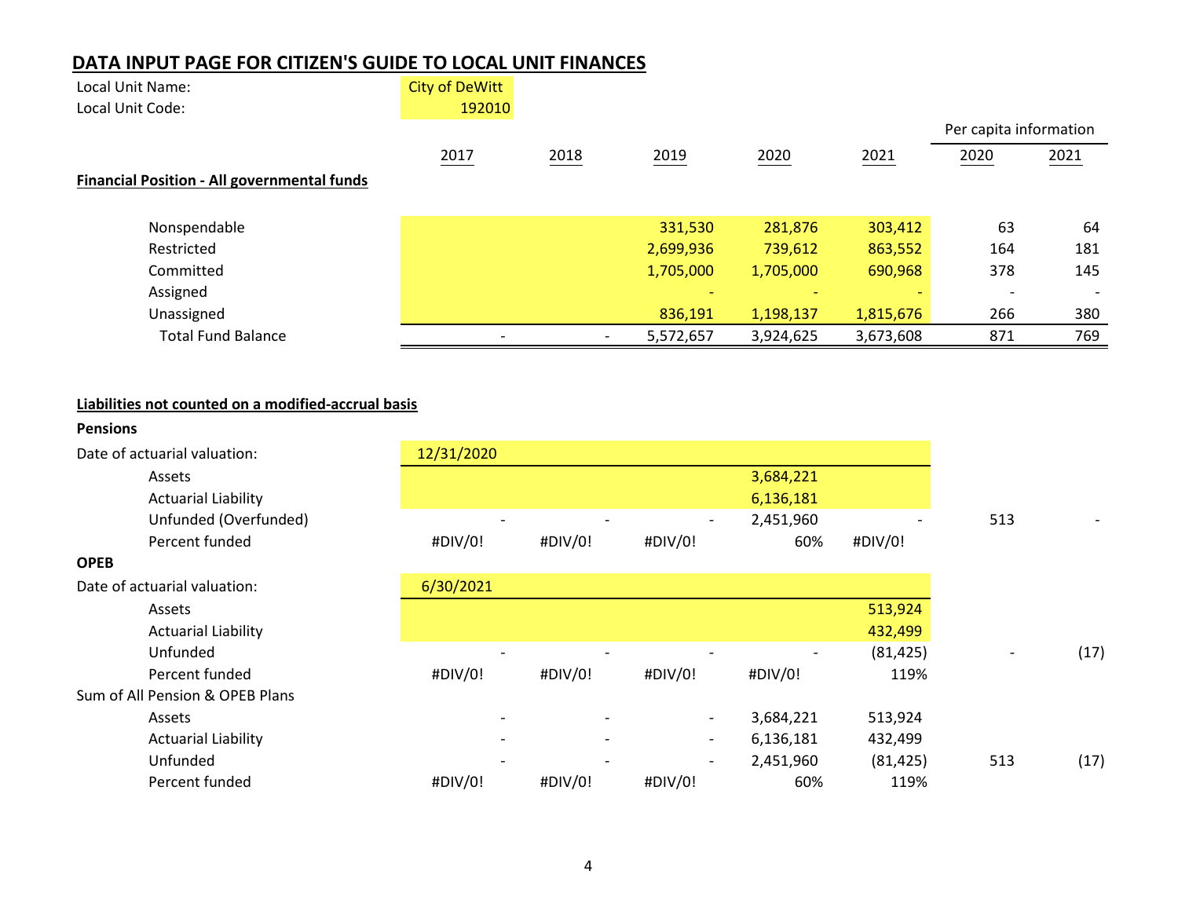# DATA INPUT PAGE FOR CITIZEN'S GUIDE TO LOCAL UNIT FINANCES

Local Unit Name: City of DeWitt
Local Unit Code: 192010

| | 2017 | 2018 | 2019 | 2020 | 2021 | Per capita information 2020 | Per capita information 2021 |
|---|---|---|---|---|---|---|---|
| **Financial Position - All governmental funds** | | | | | | | |
| Nonspendable | | | 331,530 | 281,876 | 303,412 | 63 | 64 |
| Restricted | | | 2,699,936 | 739,612 | 863,552 | 164 | 181 |
| Committed | | | 1,705,000 | 1,705,000 | 690,968 | 378 | 145 |
| Assigned | | | - | - | - | - | - |
| Unassigned | | | 836,191 | 1,198,137 | 1,815,676 | 266 | 380 |
| Total Fund Balance | - | - | 5,572,657 | 3,924,625 | 3,673,608 | 871 | 769 |

**Liabilities not counted on a modified-accrual basis**

| | 2017 | 2018 | 2019 | 2020 | 2021 | Per capita 2020 | Per capita 2021 |
|---|---|---|---|---|---|---|---|
| **Pensions** | | | | | | | |
| Date of actuarial valuation: | 12/31/2020 | | | | | | |
| Assets | | | | 3,684,221 | | | |
| Actuarial Liability | | | | 6,136,181 | | | |
| Unfunded (Overfunded) | - | - | - | 2,451,960 | - | 513 | - |
| Percent funded | #DIV/0! | #DIV/0! | #DIV/0! | 60% | #DIV/0! | | |
| **OPEB** | | | | | | | |
| Date of actuarial valuation: | 6/30/2021 | | | | | | |
| Assets | | | | | 513,924 | | |
| Actuarial Liability | | | | | 432,499 | | |
| Unfunded | - | - | - | - | (81,425) | - | (17) |
| Percent funded | #DIV/0! | #DIV/0! | #DIV/0! | #DIV/0! | 119% | | |
| Sum of All Pension & OPEB Plans | | | | | | | |
| Assets | - | - | - | 3,684,221 | 513,924 | | |
| Actuarial Liability | - | - | - | 6,136,181 | 432,499 | | |
| Unfunded | - | - | - | 2,451,960 | (81,425) | 513 | (17) |
| Percent funded | #DIV/0! | #DIV/0! | #DIV/0! | 60% | 119% | | |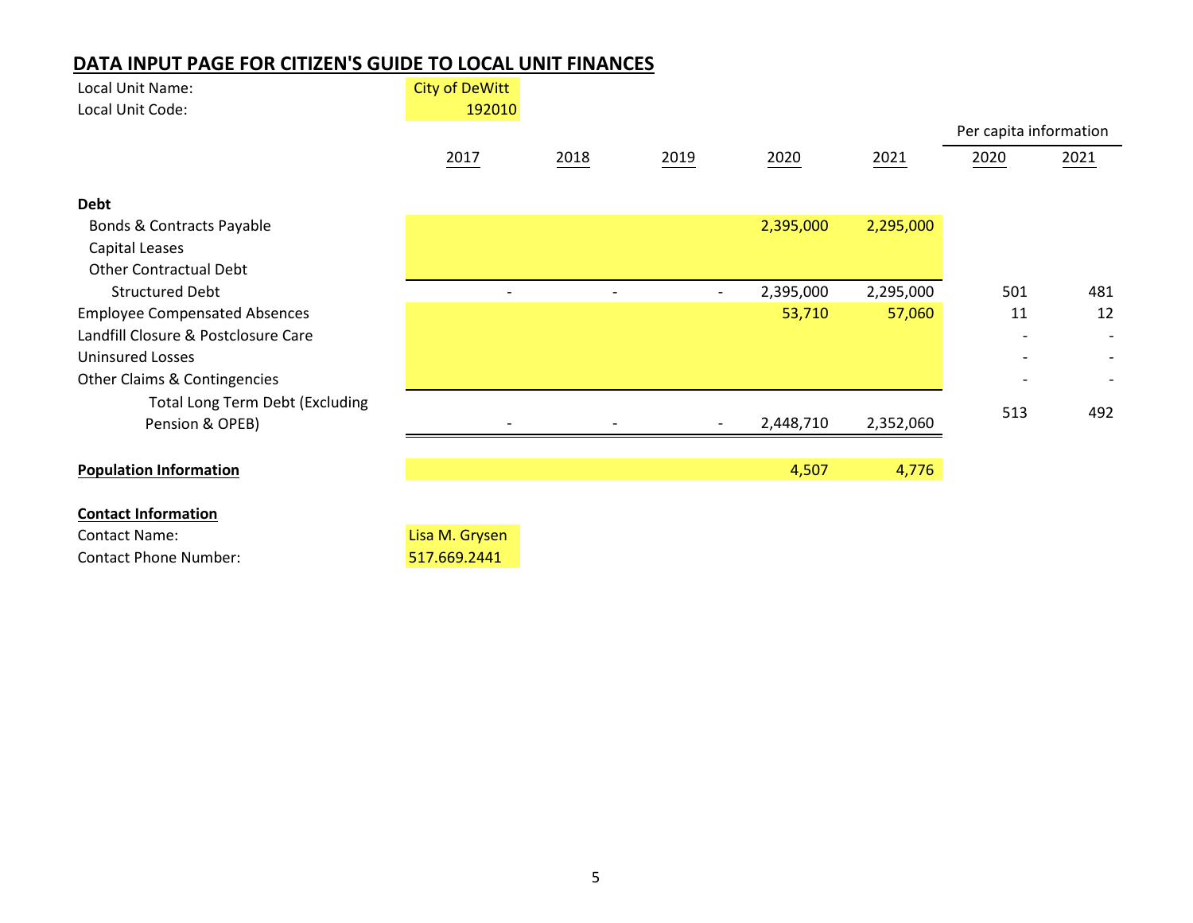## DATA INPUT PAGE FOR CITIZEN'S GUIDE TO LOCAL UNIT FINANCES

Local Unit Name: City of DeWitt
Local Unit Code: 192010

| | 2017 | 2018 | 2019 | 2020 | 2021 | Per capita information 2020 | Per capita information 2021 |
|---|---|---|---|---|---|---|---|
| **Debt** | | | | | | | |
| Bonds & Contracts Payable | | | | 2,395,000 | 2,295,000 | | |
| Capital Leases | | | | | | | |
| Other Contractual Debt | | | | | | | |
| Structured Debt | - | - | - | 2,395,000 | 2,295,000 | 501 | 481 |
| Employee Compensated Absences | | | | 53,710 | 57,060 | 11 | 12 |
| Landfill Closure & Postclosure Care | | | | | | - | - |
| Uninsured Losses | | | | | | - | - |
| Other Claims & Contingencies | | | | | | - | - |
| Total Long Term Debt (Excluding Pension & OPEB) | - | - | - | 2,448,710 | 2,352,060 | 513 | 492 |
| **Population Information** | | | | 4,507 | 4,776 | | |

**Contact Information**

Contact Name: Lisa M. Grysen
Contact Phone Number: 517.669.2441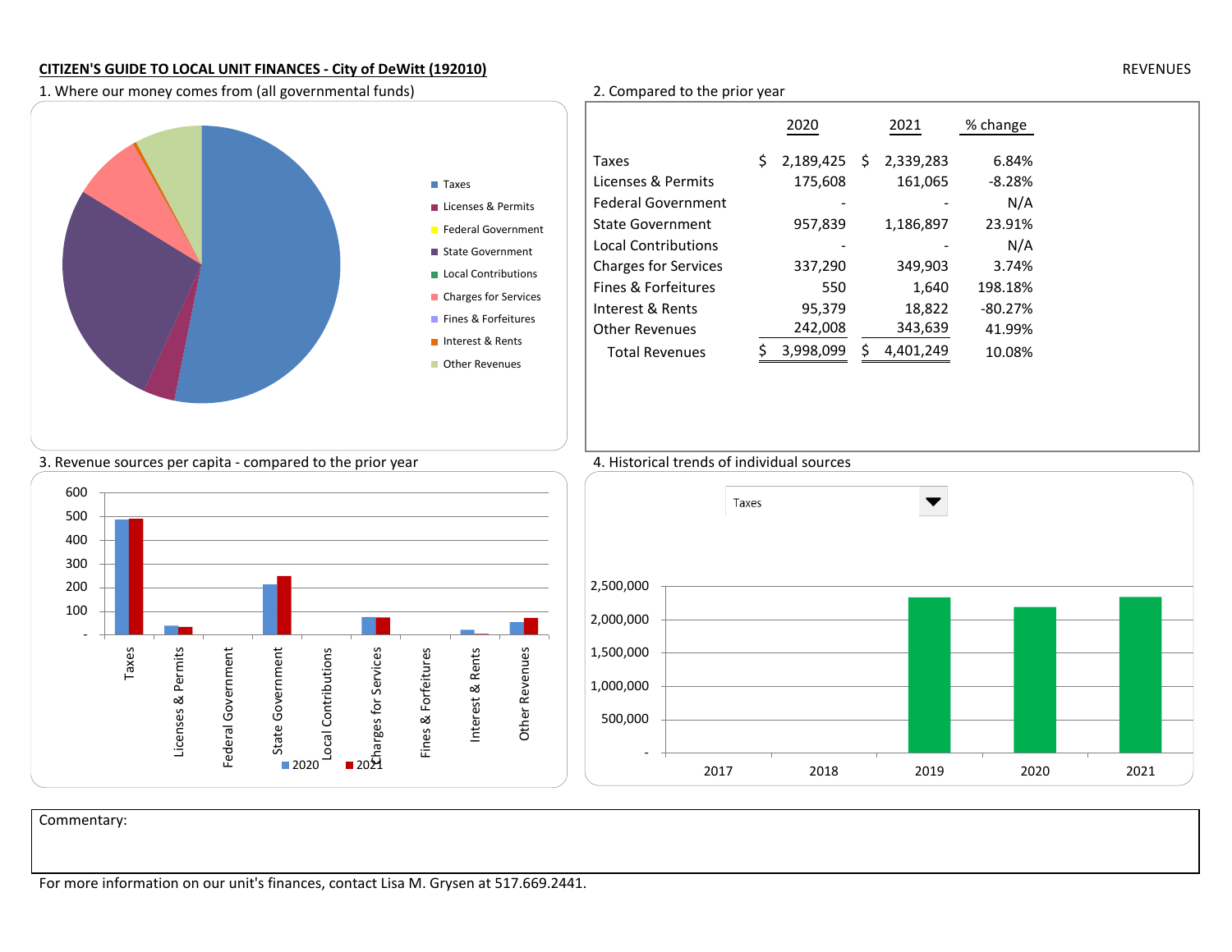**CITIZEN'S GUIDE TO LOCAL UNIT FINANCES - City of DeWitt (192010)**

REVENUES

1. Where our money comes from (all governmental funds)

- Taxes
- Licenses & Permits
- Federal Government
- State Government
- Local Contributions
- Charges for Services
- Fines & Forfeitures
- Interest & Rents
- Other Revenues

2. Compared to the prior year

| | 2020 | 2021 | % change |
|---|---|---|---|
| Taxes | $ 2,189,425 | $ 2,339,283 | 6.84% |
| Licenses & Permits | 175,608 | 161,065 | -8.28% |
| Federal Government | - | - | N/A |
| State Government | 957,839 | 1,186,897 | 23.91% |
| Local Contributions | - | - | N/A |
| Charges for Services | 337,290 | 349,903 | 3.74% |
| Fines & Forfeitures | 550 | 1,640 | 198.18% |
| Interest & Rents | 95,379 | 18,822 | -80.27% |
| Other Revenues | 242,008 | 343,639 | 41.99% |
| Total Revenues | $ 3,998,099 | $ 4,401,249 | 10.08% |

3. Revenue sources per capita - compared to the prior year

4. Historical trends of individual sources

Taxes

Commentary:

For more information on our unit's finances, contact Lisa M. Grysen at 517.669.2441.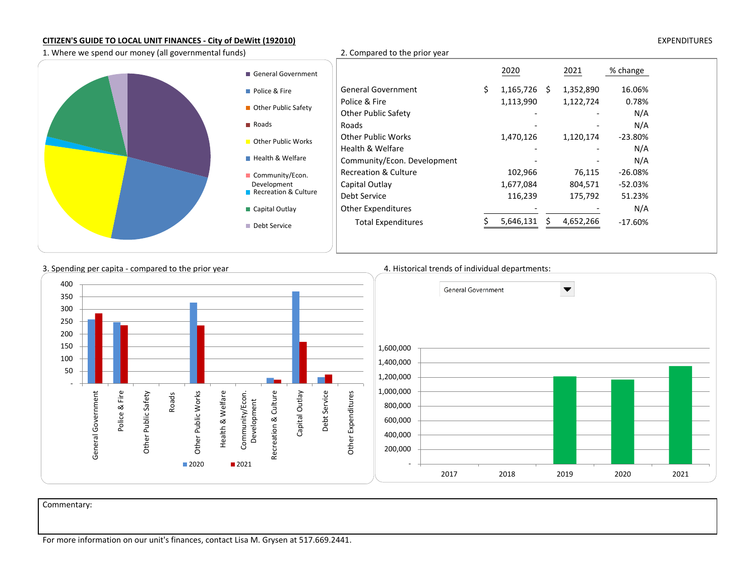**CITIZEN'S GUIDE TO LOCAL UNIT FINANCES - City of DeWitt (192010)**

EXPENDITURES

1. Where we spend our money (all governmental funds)

- General Government
- Police & Fire
- Other Public Safety
- Roads
- Other Public Works
- Health & Welfare
- Community/Econ. Development
- Recreation & Culture
- Capital Outlay
- Debt Service

2. Compared to the prior year

| | 2020 | 2021 | % change |
|---|---|---|---|
| General Government | $ 1,165,726 | $ 1,352,890 | 16.06% |
| Police & Fire | 1,113,990 | 1,122,724 | 0.78% |
| Other Public Safety | - | - | N/A |
| Roads | - | - | N/A |
| Other Public Works | 1,470,126 | 1,120,174 | -23.80% |
| Health & Welfare | - | - | N/A |
| Community/Econ. Development | - | - | N/A |
| Recreation & Culture | 102,966 | 76,115 | -26.08% |
| Capital Outlay | 1,677,084 | 804,571 | -52.03% |
| Debt Service | 116,239 | 175,792 | 51.23% |
| Other Expenditures | - | - | N/A |
| Total Expenditures | $ 5,646,131 | $ 4,652,266 | -17.60% |

3. Spending per capita - compared to the prior year

Categories: General Government, Police & Fire, Other Public Safety, Roads, Other Public Works, Health & Welfare, Community/Econ. Development, Recreation & Culture, Capital Outlay, Debt Service, Other Expenditures

Legend: 2020, 2021

4. Historical trends of individual departments:

General Government

Years: 2017, 2018, 2019, 2020, 2021

Commentary:

For more information on our unit's finances, contact Lisa M. Grysen at 517.669.2441.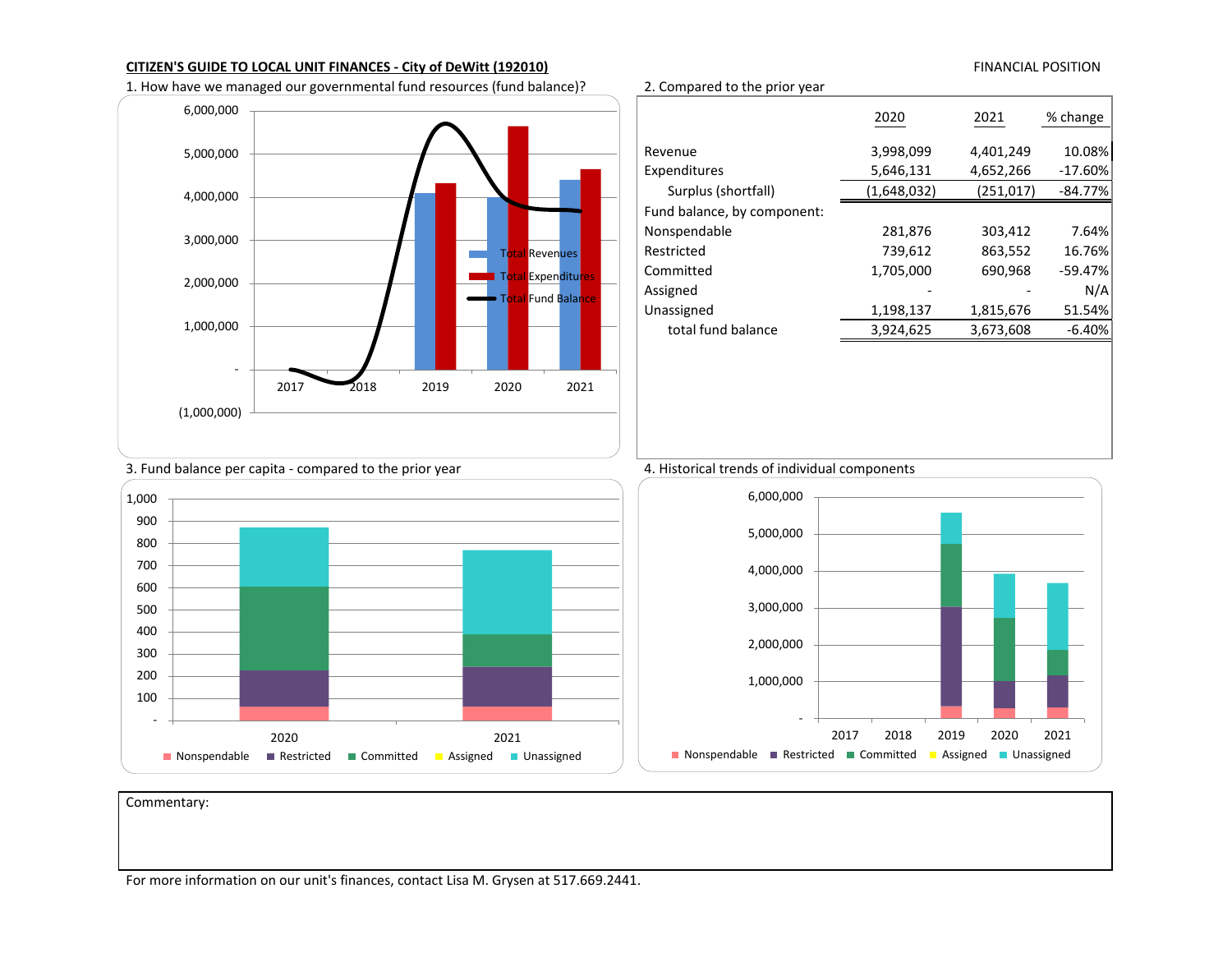**CITIZEN'S GUIDE TO LOCAL UNIT FINANCES - City of DeWitt (192010)**

FINANCIAL POSITION

1. How have we managed our governmental fund resources (fund balance)?

2. Compared to the prior year

| | 2020 | 2021 | % change |
|---|---|---|---|
| Revenue | 3,998,099 | 4,401,249 | 10.08% |
| Expenditures | 5,646,131 | 4,652,266 | -17.60% |
| Surplus (shortfall) | (1,648,032) | (251,017) | -84.77% |
| Fund balance, by component: | | | |
| Nonspendable | 281,876 | 303,412 | 7.64% |
| Restricted | 739,612 | 863,552 | 16.76% |
| Committed | 1,705,000 | 690,968 | -59.47% |
| Assigned | - | - | N/A |
| Unassigned | 1,198,137 | 1,815,676 | 51.54% |
| total fund balance | 3,924,625 | 3,673,608 | -6.40% |

3. Fund balance per capita - compared to the prior year

4. Historical trends of individual components

Commentary:

For more information on our unit's finances, contact Lisa M. Grysen at 517.669.2441.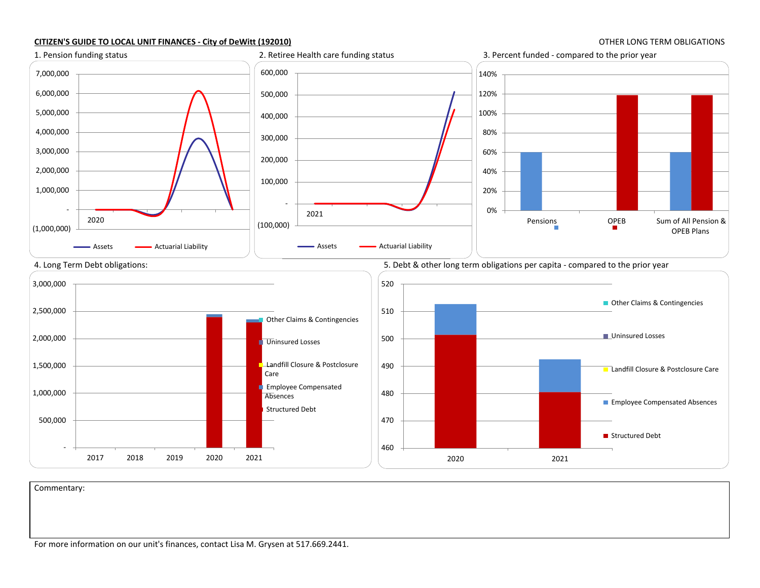**CITIZEN'S GUIDE TO LOCAL UNIT FINANCES - City of DeWitt (192010)**

OTHER LONG TERM OBLIGATIONS

1. Pension funding status

7,000,000
6,000,000
5,000,000
4,000,000
3,000,000
2,000,000
1,000,000
-
(1,000,000)
2020

Assets
Actuarial Liability

2. Retiree Health care funding status

600,000
500,000
400,000
300,000
200,000
100,000
-
(100,000)
2021

Assets
Actuarial Liability

3. Percent funded - compared to the prior year

140%
120%
100%
80%
60%
40%
20%
0%

Pensions
OPEB
Sum of All Pension & OPEB Plans

4. Long Term Debt obligations:

3,000,000
2,500,000
2,000,000
1,500,000
1,000,000
500,000
-

2017
2018
2019
2020
2021

Other Claims & Contingencies
Uninsured Losses
Landfill Closure & Postclosure Care
Employee Compensated Absences
Structured Debt

5. Debt & other long term obligations per capita - compared to the prior year

520
510
500
490
480
470
460

2020
2021

Other Claims & Contingencies
Uninsured Losses
Landfill Closure & Postclosure Care
Employee Compensated Absences
Structured Debt

Commentary:

For more information on our unit's finances, contact Lisa M. Grysen at 517.669.2441.